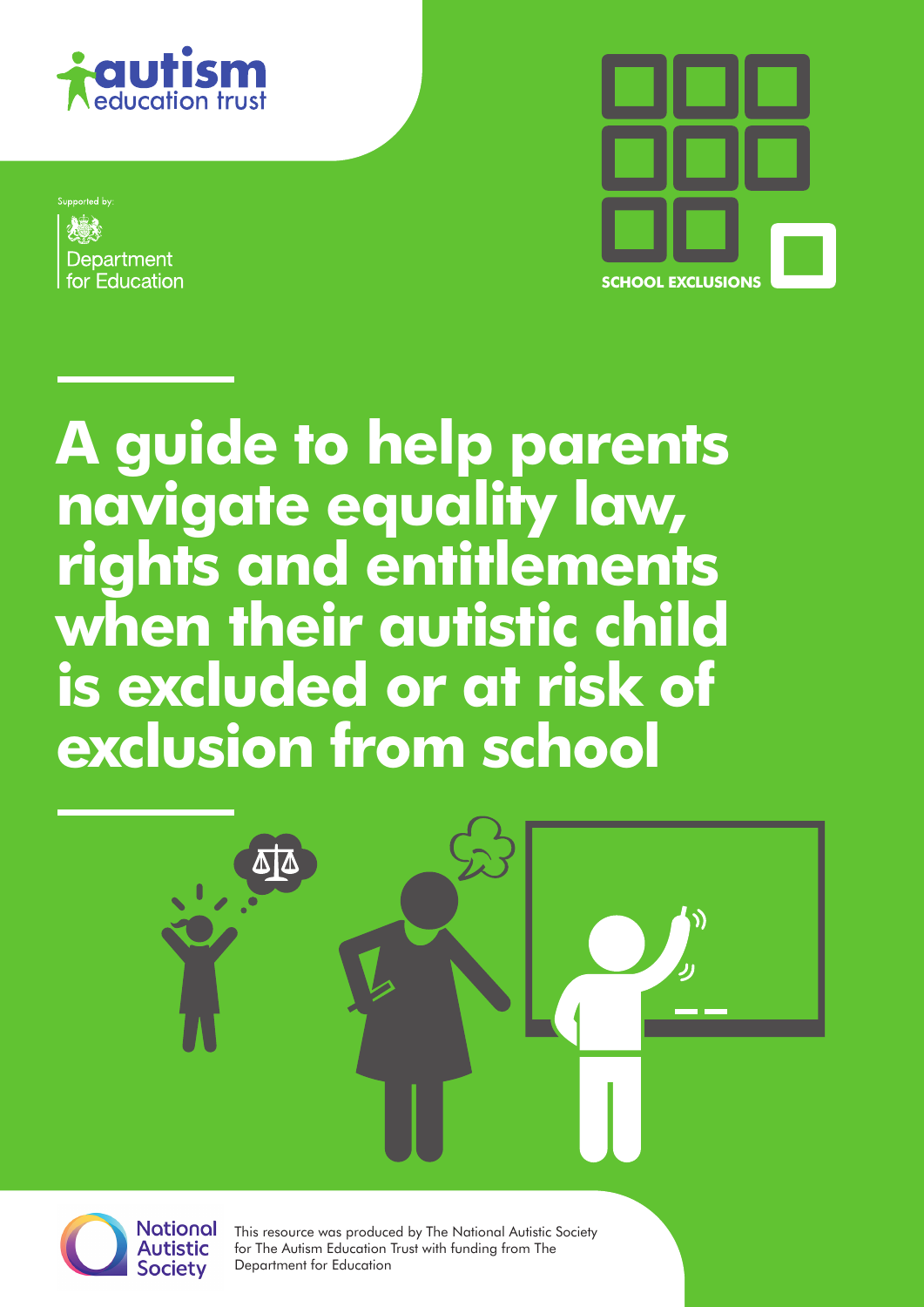autism education trust

Supported by:

Department for Education

SCHOOL EXCLUSIONS

# A guide to help parents navigate equality law, rights and entitlements when their autistic child is excluded or at risk of exclusion from school

National Autistic Society

This resource was produced by The National Autistic Society for The Autism Education Trust with funding from The Department for Education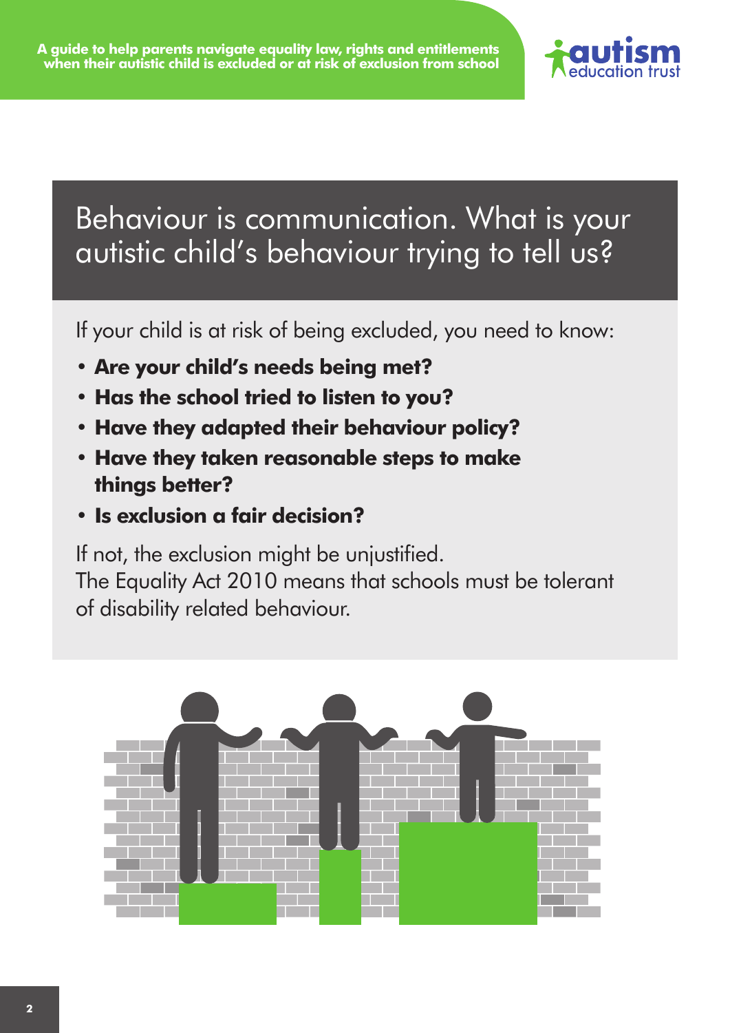# Behaviour is communication. What is your autistic child's behaviour trying to tell us?

If your child is at risk of being excluded, you need to know:

- **Are your child's needs being met?**
- **Has the school tried to listen to you?**
- **Have they adapted their behaviour policy?**
- **Have they taken reasonable steps to make things better?**
- **Is exclusion a fair decision?**

If not, the exclusion might be unjustified.
The Equality Act 2010 means that schools must be tolerant of disability related behaviour.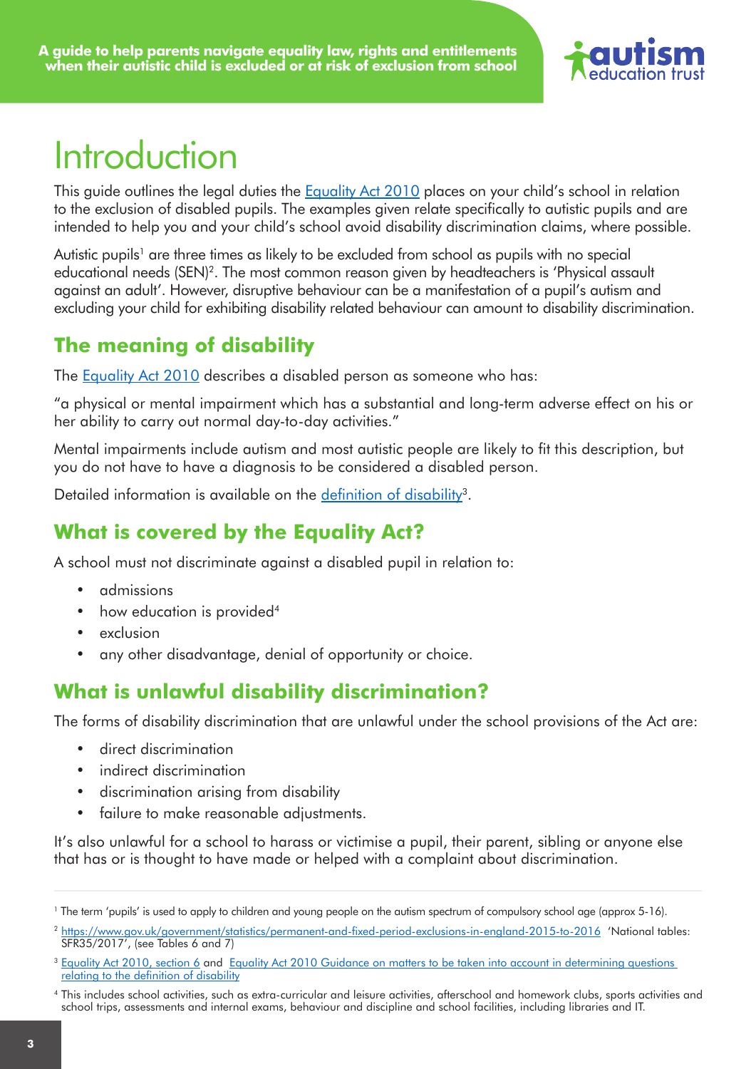# Introduction

This guide outlines the legal duties the [Equality Act 2010](#) places on your child's school in relation to the exclusion of disabled pupils. The examples given relate specifically to autistic pupils and are intended to help you and your child's school avoid disability discrimination claims, where possible.

Autistic pupils[1] are three times as likely to be excluded from school as pupils with no special educational needs (SEN)[2]. The most common reason given by headteachers is 'Physical assault against an adult'. However, disruptive behaviour can be a manifestation of a pupil's autism and excluding your child for exhibiting disability related behaviour can amount to disability discrimination.

## The meaning of disability

The [Equality Act 2010](#) describes a disabled person as someone who has:

"a physical or mental impairment which has a substantial and long-term adverse effect on his or her ability to carry out normal day-to-day activities."

Mental impairments include autism and most autistic people are likely to fit this description, but you do not have to have a diagnosis to be considered a disabled person.

Detailed information is available on the [definition of disability](#)[3].

## What is covered by the Equality Act?

A school must not discriminate against a disabled pupil in relation to:

- admissions
- how education is provided[4]
- exclusion
- any other disadvantage, denial of opportunity or choice.

## What is unlawful disability discrimination?

The forms of disability discrimination that are unlawful under the school provisions of the Act are:

- direct discrimination
- indirect discrimination
- discrimination arising from disability
- failure to make reasonable adjustments.

It's also unlawful for a school to harass or victimise a pupil, their parent, sibling or anyone else that has or is thought to have made or helped with a complaint about discrimination.

---

[1] The term 'pupils' is used to apply to children and young people on the autism spectrum of compulsory school age (approx 5-16).

[2] https://www.gov.uk/government/statistics/permanent-and-fixed-period-exclusions-in-england-2015-to-2016 'National tables: SFR35/2017', (see Tables 6 and 7)

[3] [Equality Act 2010, section 6](#) and [Equality Act 2010 Guidance on matters to be taken into account in determining questions relating to the definition of disability](#)

[4] This includes school activities, such as extra-curricular and leisure activities, afterschool and homework clubs, sports activities and school trips, assessments and internal exams, behaviour and discipline and school facilities, including libraries and IT.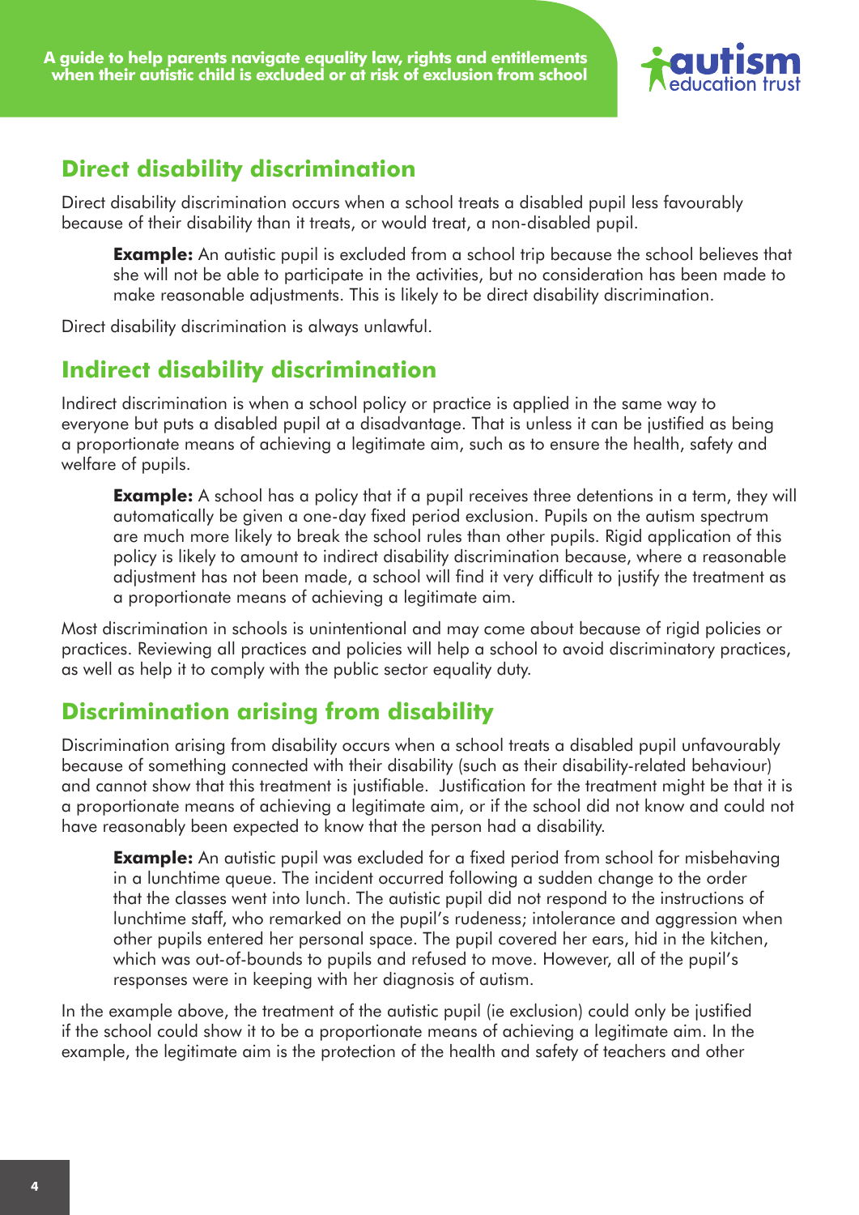## Direct disability discrimination

Direct disability discrimination occurs when a school treats a disabled pupil less favourably because of their disability than it treats, or would treat, a non-disabled pupil.

> **Example:** An autistic pupil is excluded from a school trip because the school believes that she will not be able to participate in the activities, but no consideration has been made to make reasonable adjustments. This is likely to be direct disability discrimination.

Direct disability discrimination is always unlawful.

## Indirect disability discrimination

Indirect discrimination is when a school policy or practice is applied in the same way to everyone but puts a disabled pupil at a disadvantage. That is unless it can be justified as being a proportionate means of achieving a legitimate aim, such as to ensure the health, safety and welfare of pupils.

> **Example:** A school has a policy that if a pupil receives three detentions in a term, they will automatically be given a one-day fixed period exclusion. Pupils on the autism spectrum are much more likely to break the school rules than other pupils. Rigid application of this policy is likely to amount to indirect disability discrimination because, where a reasonable adjustment has not been made, a school will find it very difficult to justify the treatment as a proportionate means of achieving a legitimate aim.

Most discrimination in schools is unintentional and may come about because of rigid policies or practices. Reviewing all practices and policies will help a school to avoid discriminatory practices, as well as help it to comply with the public sector equality duty.

## Discrimination arising from disability

Discrimination arising from disability occurs when a school treats a disabled pupil unfavourably because of something connected with their disability (such as their disability-related behaviour) and cannot show that this treatment is justifiable. Justification for the treatment might be that it is a proportionate means of achieving a legitimate aim, or if the school did not know and could not have reasonably been expected to know that the person had a disability.

> **Example:** An autistic pupil was excluded for a fixed period from school for misbehaving in a lunchtime queue. The incident occurred following a sudden change to the order that the classes went into lunch. The autistic pupil did not respond to the instructions of lunchtime staff, who remarked on the pupil's rudeness; intolerance and aggression when other pupils entered her personal space. The pupil covered her ears, hid in the kitchen, which was out-of-bounds to pupils and refused to move. However, all of the pupil's responses were in keeping with her diagnosis of autism.

In the example above, the treatment of the autistic pupil (ie exclusion) could only be justified if the school could show it to be a proportionate means of achieving a legitimate aim. In the example, the legitimate aim is the protection of the health and safety of teachers and other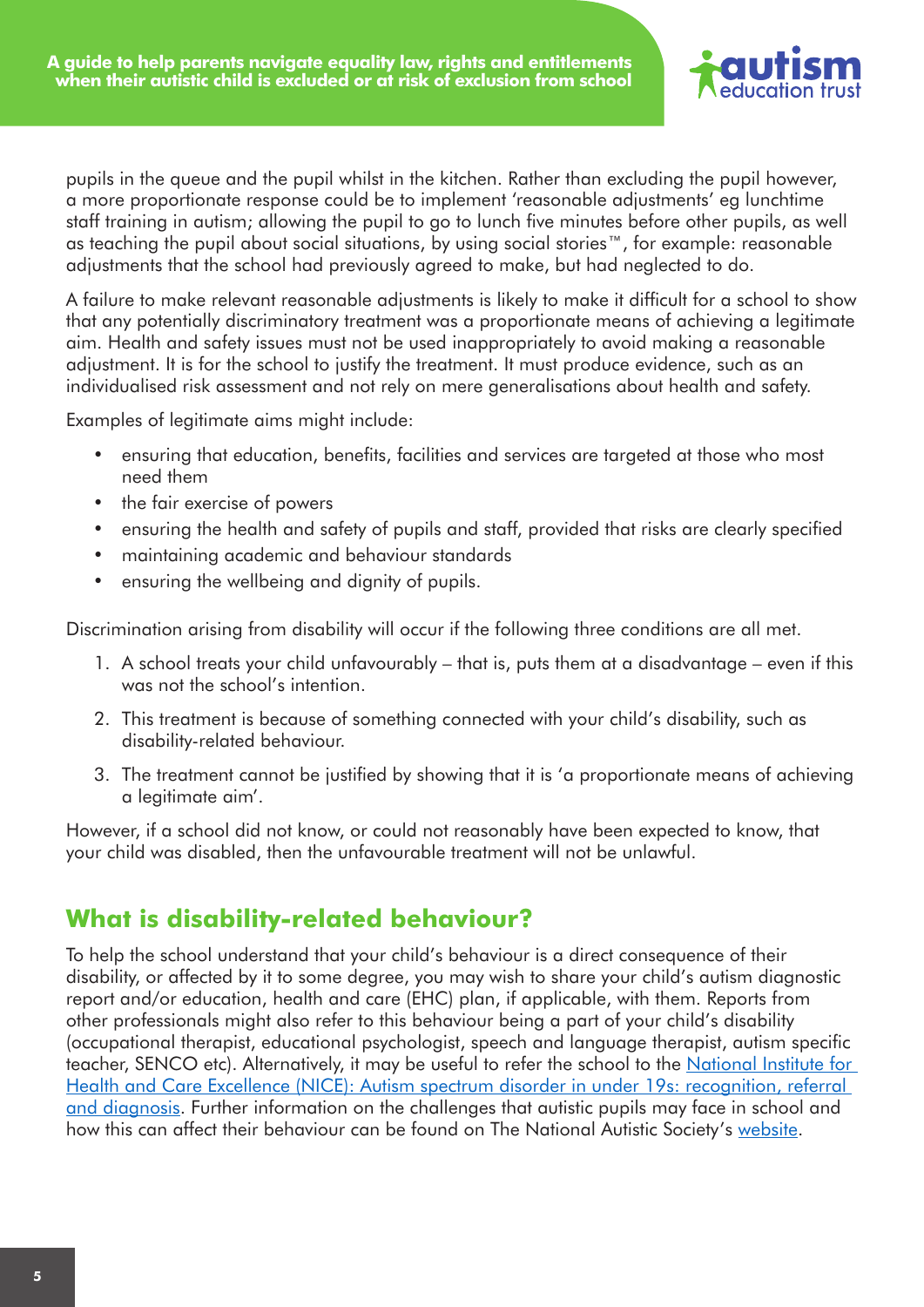pupils in the queue and the pupil whilst in the kitchen. Rather than excluding the pupil however, a more proportionate response could be to implement 'reasonable adjustments' eg lunchtime staff training in autism; allowing the pupil to go to lunch five minutes before other pupils, as well as teaching the pupil about social situations, by using social stories™, for example: reasonable adjustments that the school had previously agreed to make, but had neglected to do.

A failure to make relevant reasonable adjustments is likely to make it difficult for a school to show that any potentially discriminatory treatment was a proportionate means of achieving a legitimate aim. Health and safety issues must not be used inappropriately to avoid making a reasonable adjustment. It is for the school to justify the treatment. It must produce evidence, such as an individualised risk assessment and not rely on mere generalisations about health and safety.

Examples of legitimate aims might include:

- ensuring that education, benefits, facilities and services are targeted at those who most need them
- the fair exercise of powers
- ensuring the health and safety of pupils and staff, provided that risks are clearly specified
- maintaining academic and behaviour standards
- ensuring the wellbeing and dignity of pupils.

Discrimination arising from disability will occur if the following three conditions are all met.

1. A school treats your child unfavourably – that is, puts them at a disadvantage – even if this was not the school's intention.
2. This treatment is because of something connected with your child's disability, such as disability-related behaviour.
3. The treatment cannot be justified by showing that it is 'a proportionate means of achieving a legitimate aim'.

However, if a school did not know, or could not reasonably have been expected to know, that your child was disabled, then the unfavourable treatment will not be unlawful.

## What is disability-related behaviour?

To help the school understand that your child's behaviour is a direct consequence of their disability, or affected by it to some degree, you may wish to share your child's autism diagnostic report and/or education, health and care (EHC) plan, if applicable, with them. Reports from other professionals might also refer to this behaviour being a part of your child's disability (occupational therapist, educational psychologist, speech and language therapist, autism specific teacher, SENCO etc). Alternatively, it may be useful to refer the school to the National Institute for Health and Care Excellence (NICE): Autism spectrum disorder in under 19s: recognition, referral and diagnosis. Further information on the challenges that autistic pupils may face in school and how this can affect their behaviour can be found on The National Autistic Society's website.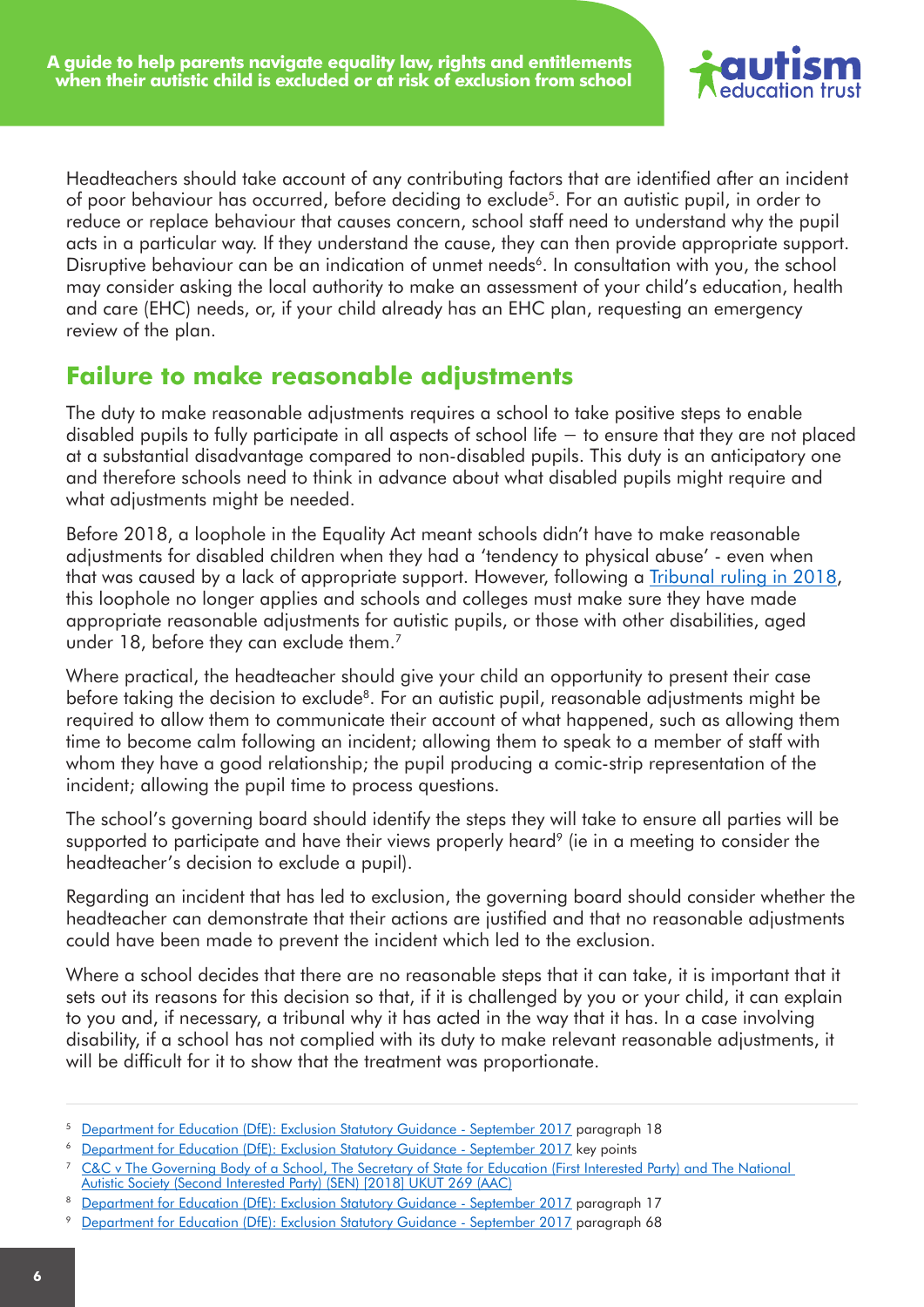Headteachers should take account of any contributing factors that are identified after an incident of poor behaviour has occurred, before deciding to exclude[5]. For an autistic pupil, in order to reduce or replace behaviour that causes concern, school staff need to understand why the pupil acts in a particular way. If they understand the cause, they can then provide appropriate support. Disruptive behaviour can be an indication of unmet needs[6]. In consultation with you, the school may consider asking the local authority to make an assessment of your child's education, health and care (EHC) needs, or, if your child already has an EHC plan, requesting an emergency review of the plan.

## Failure to make reasonable adjustments

The duty to make reasonable adjustments requires a school to take positive steps to enable disabled pupils to fully participate in all aspects of school life – to ensure that they are not placed at a substantial disadvantage compared to non-disabled pupils. This duty is an anticipatory one and therefore schools need to think in advance about what disabled pupils might require and what adjustments might be needed.

Before 2018, a loophole in the Equality Act meant schools didn't have to make reasonable adjustments for disabled children when they had a 'tendency to physical abuse' - even when that was caused by a lack of appropriate support. However, following a Tribunal ruling in 2018, this loophole no longer applies and schools and colleges must make sure they have made appropriate reasonable adjustments for autistic pupils, or those with other disabilities, aged under 18, before they can exclude them.[7]

Where practical, the headteacher should give your child an opportunity to present their case before taking the decision to exclude[8]. For an autistic pupil, reasonable adjustments might be required to allow them to communicate their account of what happened, such as allowing them time to become calm following an incident; allowing them to speak to a member of staff with whom they have a good relationship; the pupil producing a comic-strip representation of the incident; allowing the pupil time to process questions.

The school's governing board should identify the steps they will take to ensure all parties will be supported to participate and have their views properly heard[9] (ie in a meeting to consider the headteacher's decision to exclude a pupil).

Regarding an incident that has led to exclusion, the governing board should consider whether the headteacher can demonstrate that their actions are justified and that no reasonable adjustments could have been made to prevent the incident which led to the exclusion.

Where a school decides that there are no reasonable steps that it can take, it is important that it sets out its reasons for this decision so that, if it is challenged by you or your child, it can explain to you and, if necessary, a tribunal why it has acted in the way that it has. In a case involving disability, if a school has not complied with its duty to make relevant reasonable adjustments, it will be difficult for it to show that the treatment was proportionate.

---

[5] Department for Education (DfE): Exclusion Statutory Guidance - September 2017 paragraph 18

[6] Department for Education (DfE): Exclusion Statutory Guidance - September 2017 key points

[7] C&C v The Governing Body of a School, The Secretary of State for Education (First Interested Party) and The National Autistic Society (Second Interested Party) (SEN) [2018] UKUT 269 (AAC)

[8] Department for Education (DfE): Exclusion Statutory Guidance - September 2017 paragraph 17

[9] Department for Education (DfE): Exclusion Statutory Guidance - September 2017 paragraph 68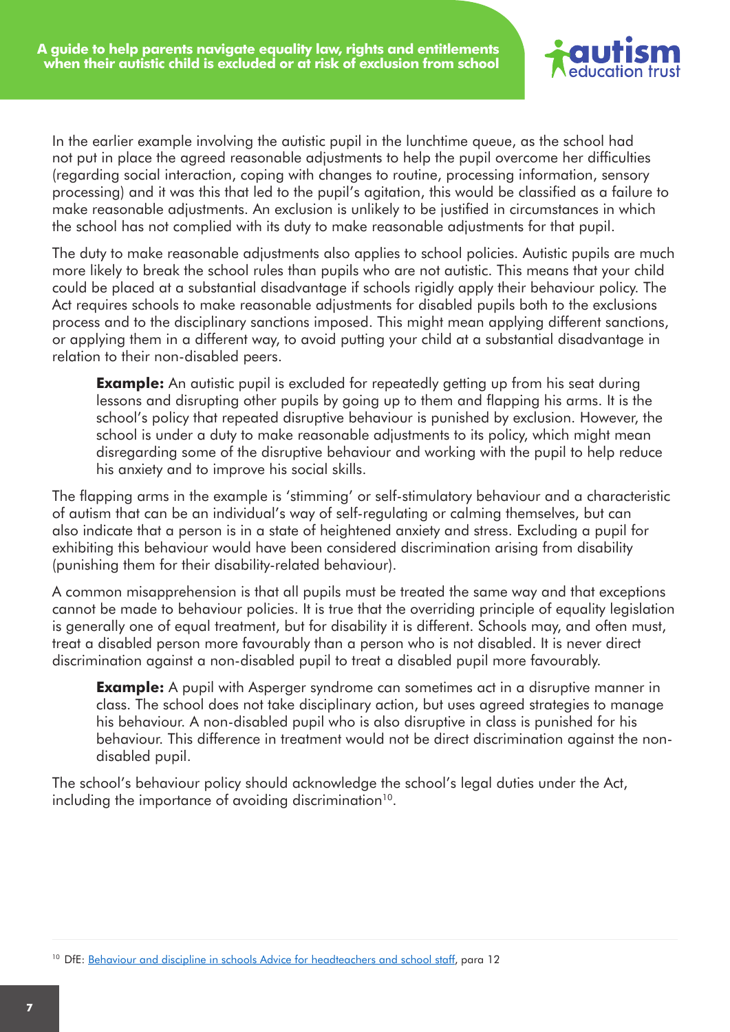In the earlier example involving the autistic pupil in the lunchtime queue, as the school had not put in place the agreed reasonable adjustments to help the pupil overcome her difficulties (regarding social interaction, coping with changes to routine, processing information, sensory processing) and it was this that led to the pupil's agitation, this would be classified as a failure to make reasonable adjustments. An exclusion is unlikely to be justified in circumstances in which the school has not complied with its duty to make reasonable adjustments for that pupil.

The duty to make reasonable adjustments also applies to school policies. Autistic pupils are much more likely to break the school rules than pupils who are not autistic. This means that your child could be placed at a substantial disadvantage if schools rigidly apply their behaviour policy. The Act requires schools to make reasonable adjustments for disabled pupils both to the exclusions process and to the disciplinary sanctions imposed. This might mean applying different sanctions, or applying them in a different way, to avoid putting your child at a substantial disadvantage in relation to their non-disabled peers.

> **Example:** An autistic pupil is excluded for repeatedly getting up from his seat during lessons and disrupting other pupils by going up to them and flapping his arms. It is the school's policy that repeated disruptive behaviour is punished by exclusion. However, the school is under a duty to make reasonable adjustments to its policy, which might mean disregarding some of the disruptive behaviour and working with the pupil to help reduce his anxiety and to improve his social skills.

The flapping arms in the example is 'stimming' or self-stimulatory behaviour and a characteristic of autism that can be an individual's way of self-regulating or calming themselves, but can also indicate that a person is in a state of heightened anxiety and stress. Excluding a pupil for exhibiting this behaviour would have been considered discrimination arising from disability (punishing them for their disability-related behaviour).

A common misapprehension is that all pupils must be treated the same way and that exceptions cannot be made to behaviour policies. It is true that the overriding principle of equality legislation is generally one of equal treatment, but for disability it is different. Schools may, and often must, treat a disabled person more favourably than a person who is not disabled. It is never direct discrimination against a non-disabled pupil to treat a disabled pupil more favourably.

> **Example:** A pupil with Asperger syndrome can sometimes act in a disruptive manner in class. The school does not take disciplinary action, but uses agreed strategies to manage his behaviour. A non-disabled pupil who is also disruptive in class is punished for his behaviour. This difference in treatment would not be direct discrimination against the non-disabled pupil.

The school's behaviour policy should acknowledge the school's legal duties under the Act, including the importance of avoiding discrimination[10].

---

[10] DfE: Behaviour and discipline in schools Advice for headteachers and school staff, para 12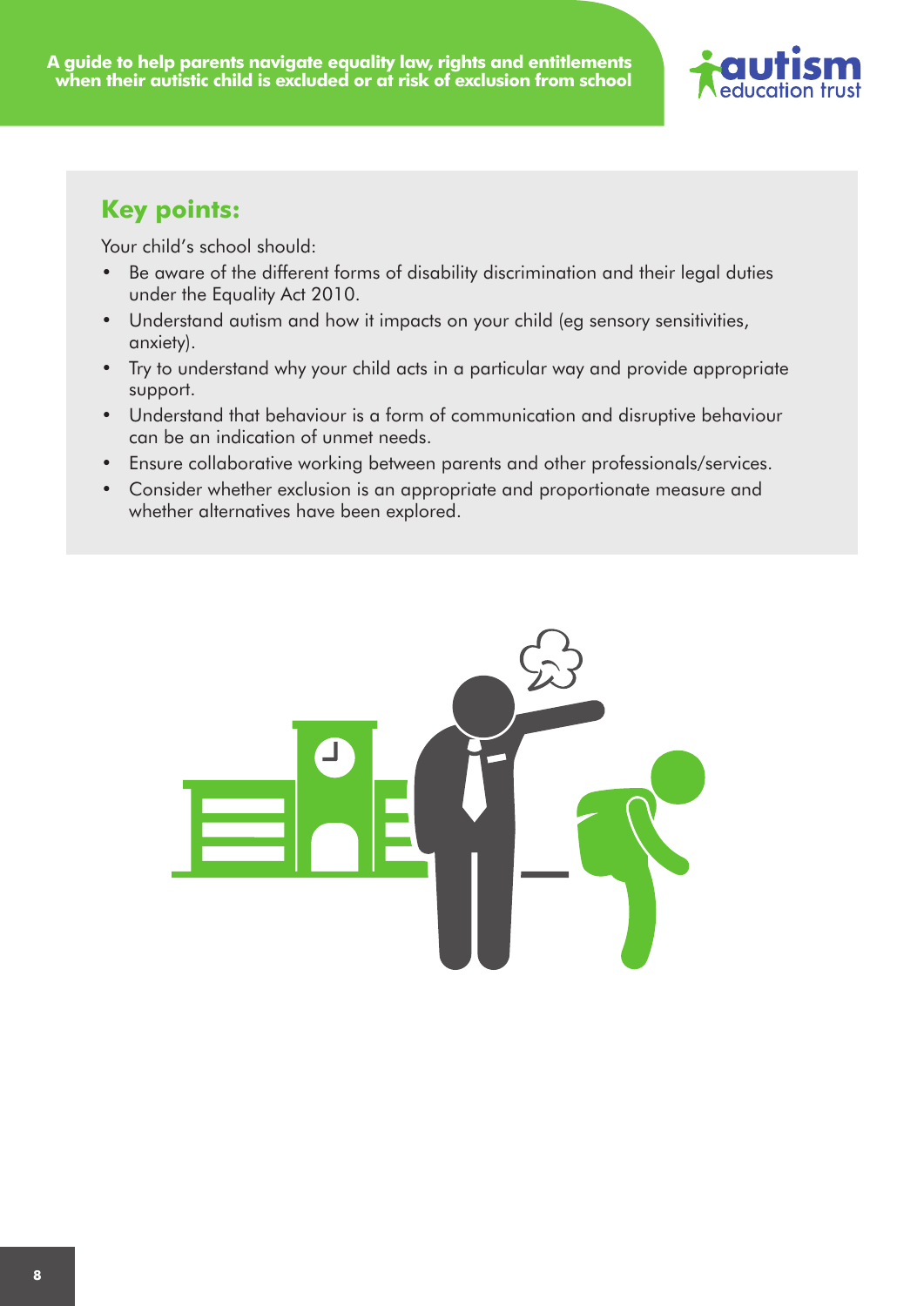## Key points:

Your child's school should:

- Be aware of the different forms of disability discrimination and their legal duties under the Equality Act 2010.
- Understand autism and how it impacts on your child (eg sensory sensitivities, anxiety).
- Try to understand why your child acts in a particular way and provide appropriate support.
- Understand that behaviour is a form of communication and disruptive behaviour can be an indication of unmet needs.
- Ensure collaborative working between parents and other professionals/services.
- Consider whether exclusion is an appropriate and proportionate measure and whether alternatives have been explored.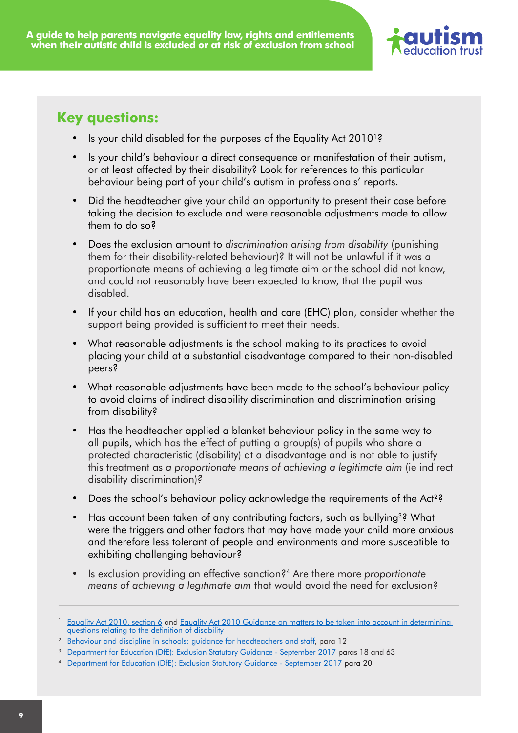## Key questions:

- Is your child disabled for the purposes of the Equality Act 2010[1]?
- Is your child's behaviour a direct consequence or manifestation of their autism, or at least affected by their disability? Look for references to this particular behaviour being part of your child's autism in professionals' reports.
- Did the headteacher give your child an opportunity to present their case before taking the decision to exclude and were reasonable adjustments made to allow them to do so?
- Does the exclusion amount to *discrimination arising from disability* (punishing them for their disability-related behaviour)? It will not be unlawful if it was a proportionate means of achieving a legitimate aim or the school did not know, and could not reasonably have been expected to know, that the pupil was disabled.
- If your child has an education, health and care (EHC) plan, consider whether the support being provided is sufficient to meet their needs.
- What reasonable adjustments is the school making to its practices to avoid placing your child at a substantial disadvantage compared to their non-disabled peers?
- What reasonable adjustments have been made to the school's behaviour policy to avoid claims of indirect disability discrimination and discrimination arising from disability?
- Has the headteacher applied a blanket behaviour policy in the same way to all pupils, which has the effect of putting a group(s) of pupils who share a protected characteristic (disability) at a disadvantage and is not able to justify this treatment as *a proportionate means of achieving a legitimate aim* (ie indirect disability discrimination)?
- Does the school's behaviour policy acknowledge the requirements of the Act[2]?
- Has account been taken of any contributing factors, such as bullying[3]? What were the triggers and other factors that may have made your child more anxious and therefore less tolerant of people and environments and more susceptible to exhibiting challenging behaviour?
- Is exclusion providing an effective sanction?[4] Are there more *proportionate means of achieving a legitimate aim* that would avoid the need for exclusion?

---

[1] Equality Act 2010, section 6 and Equality Act 2010 Guidance on matters to be taken into account in determining questions relating to the definition of disability

[2] Behaviour and discipline in schools: guidance for headteachers and staff, para 12

[3] Department for Education (DfE): Exclusion Statutory Guidance - September 2017 paras 18 and 63

[4] Department for Education (DfE): Exclusion Statutory Guidance - September 2017 para 20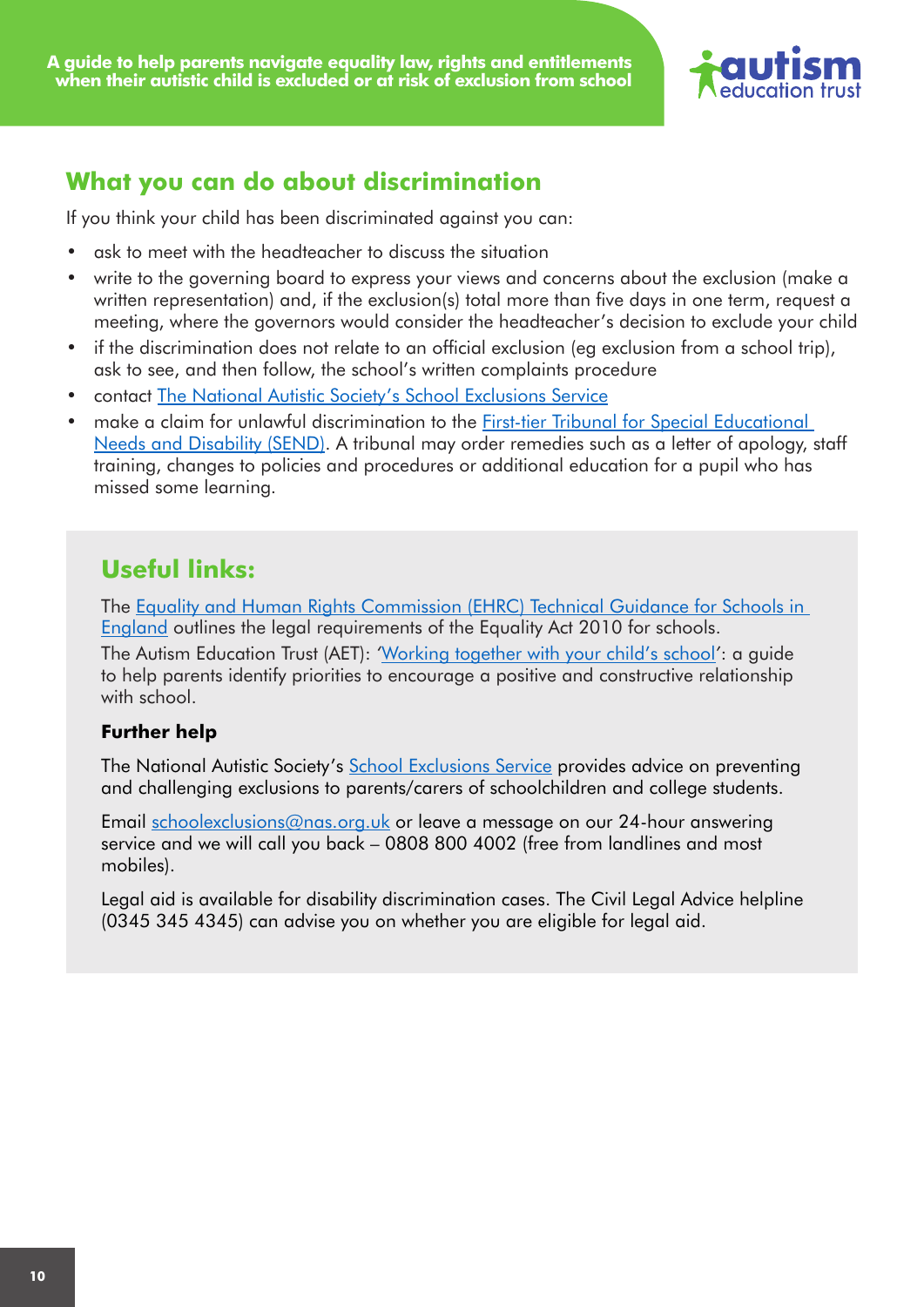## What you can do about discrimination

If you think your child has been discriminated against you can:

- ask to meet with the headteacher to discuss the situation
- write to the governing board to express your views and concerns about the exclusion (make a written representation) and, if the exclusion(s) total more than five days in one term, request a meeting, where the governors would consider the headteacher's decision to exclude your child
- if the discrimination does not relate to an official exclusion (eg exclusion from a school trip), ask to see, and then follow, the school's written complaints procedure
- contact The National Autistic Society's School Exclusions Service
- make a claim for unlawful discrimination to the First-tier Tribunal for Special Educational Needs and Disability (SEND). A tribunal may order remedies such as a letter of apology, staff training, changes to policies and procedures or additional education for a pupil who has missed some learning.

## Useful links:

The Equality and Human Rights Commission (EHRC) Technical Guidance for Schools in England outlines the legal requirements of the Equality Act 2010 for schools.

The Autism Education Trust (AET): 'Working together with your child's school': a guide to help parents identify priorities to encourage a positive and constructive relationship with school.

**Further help**

The National Autistic Society's School Exclusions Service provides advice on preventing and challenging exclusions to parents/carers of schoolchildren and college students.

Email schoolexclusions@nas.org.uk or leave a message on our 24-hour answering service and we will call you back – 0808 800 4002 (free from landlines and most mobiles).

Legal aid is available for disability discrimination cases. The Civil Legal Advice helpline (0345 345 4345) can advise you on whether you are eligible for legal aid.